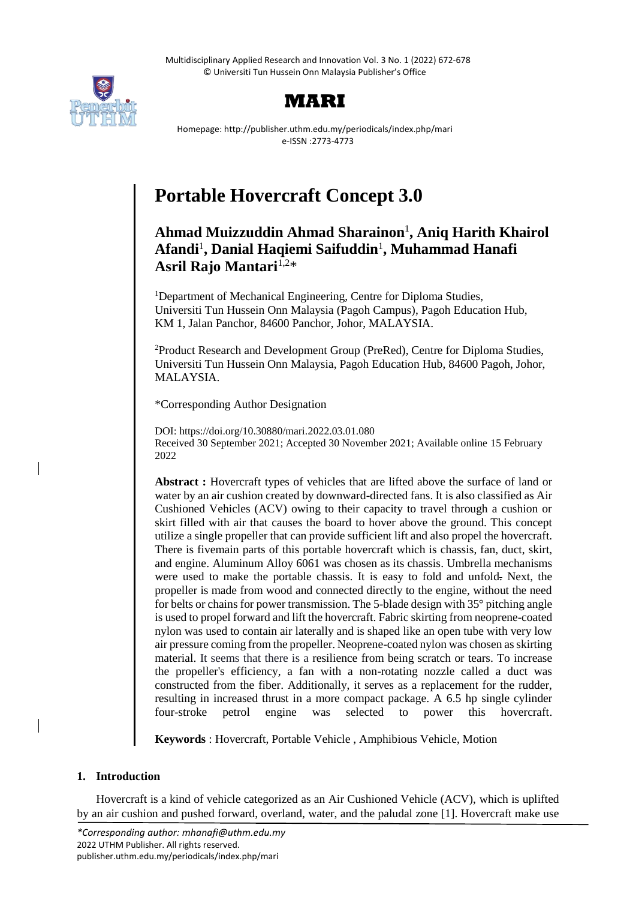Multidisciplinary Applied Research and Innovation Vol. 3 No. 1 (2022) 672-678
© Universiti Tun Hussein Onn Malaysia Publisher's Office

**MARI**

Homepage: http://publisher.uthm.edu.my/periodicals/index.php/mari
e-ISSN :2773-4773

# Portable Hovercraft Concept 3.0

## Ahmad Muizzuddin Ahmad Sharainon[1], Aniq Harith Khairol Afandi[1], Danial Haqiemi Saifuddin[1], Muhammad Hanafi Asril Rajo Mantari[1,2]*

[1]Department of Mechanical Engineering, Centre for Diploma Studies, Universiti Tun Hussein Onn Malaysia (Pagoh Campus), Pagoh Education Hub, KM 1, Jalan Panchor, 84600 Panchor, Johor, MALAYSIA.

[2]Product Research and Development Group (PreRed), Centre for Diploma Studies, Universiti Tun Hussein Onn Malaysia, Pagoh Education Hub, 84600 Pagoh, Johor, MALAYSIA.

*Corresponding Author Designation

DOI: https://doi.org/10.30880/mari.2022.03.01.080
Received 30 September 2021; Accepted 30 November 2021; Available online 15 February 2022

**Abstract :** Hovercraft types of vehicles that are lifted above the surface of land or water by an air cushion created by downward-directed fans. It is also classified as Air Cushioned Vehicles (ACV) owing to their capacity to travel through a cushion or skirt filled with air that causes the board to hover above the ground. This concept utilize a single propeller that can provide sufficient lift and also propel the hovercraft. There is fivemain parts of this portable hovercraft which is chassis, fan, duct, skirt, and engine. Aluminum Alloy 6061 was chosen as its chassis. Umbrella mechanisms were used to make the portable chassis. It is easy to fold and unfold. Next, the propeller is made from wood and connected directly to the engine, without the need for belts or chains for power transmission. The 5-blade design with 35° pitching angle is used to propel forward and lift the hovercraft. Fabric skirting from neoprene-coated nylon was used to contain air laterally and is shaped like an open tube with very low air pressure coming from the propeller. Neoprene-coated nylon was chosen as skirting material. It seems that there is a resilience from being scratch or tears. To increase the propeller's efficiency, a fan with a non-rotating nozzle called a duct was constructed from the fiber. Additionally, it serves as a replacement for the rudder, resulting in increased thrust in a more compact package. A 6.5 hp single cylinder four-stroke petrol engine was selected to power this hovercraft.

**Keywords** : Hovercraft, Portable Vehicle , Amphibious Vehicle, Motion

## 1. Introduction

Hovercraft is a kind of vehicle categorized as an Air Cushioned Vehicle (ACV), which is uplifted by an air cushion and pushed forward, overland, water, and the paludal zone [1]. Hovercraft make use

*\*Corresponding author: mhanafi@uthm.edu.my*
2022 UTHM Publisher. All rights reserved.
publisher.uthm.edu.my/periodicals/index.php/mari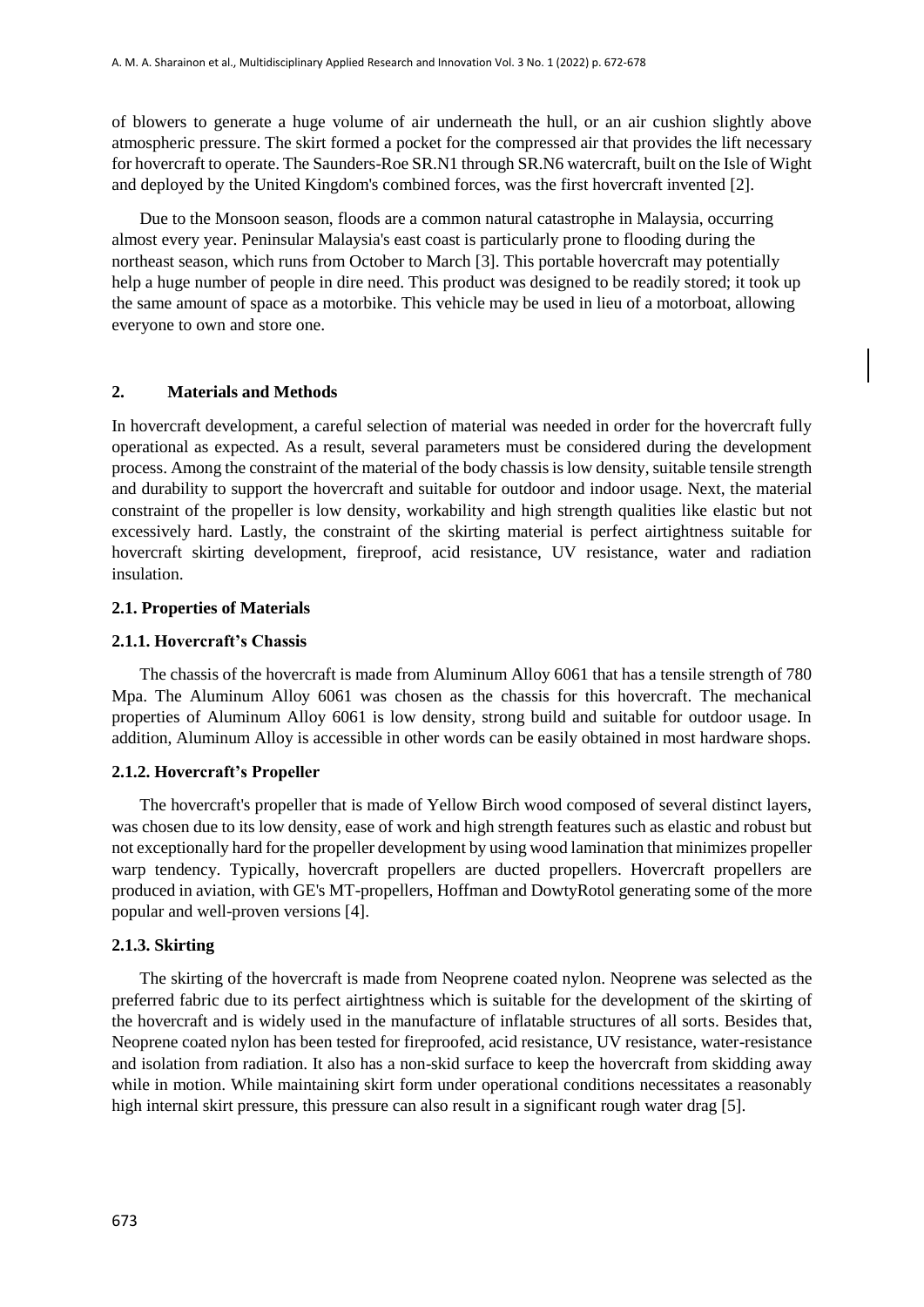of blowers to generate a huge volume of air underneath the hull, or an air cushion slightly above atmospheric pressure. The skirt formed a pocket for the compressed air that provides the lift necessary for hovercraft to operate. The Saunders-Roe SR.N1 through SR.N6 watercraft, built on the Isle of Wight and deployed by the United Kingdom's combined forces, was the first hovercraft invented [2].

Due to the Monsoon season, floods are a common natural catastrophe in Malaysia, occurring almost every year. Peninsular Malaysia's east coast is particularly prone to flooding during the northeast season, which runs from October to March [3]. This portable hovercraft may potentially help a huge number of people in dire need. This product was designed to be readily stored; it took up the same amount of space as a motorbike. This vehicle may be used in lieu of a motorboat, allowing everyone to own and store one.

## 2. Materials and Methods

In hovercraft development, a careful selection of material was needed in order for the hovercraft fully operational as expected. As a result, several parameters must be considered during the development process. Among the constraint of the material of the body chassis is low density, suitable tensile strength and durability to support the hovercraft and suitable for outdoor and indoor usage. Next, the material constraint of the propeller is low density, workability and high strength qualities like elastic but not excessively hard. Lastly, the constraint of the skirting material is perfect airtightness suitable for hovercraft skirting development, fireproof, acid resistance, UV resistance, water and radiation insulation.

### 2.1. Properties of Materials

#### 2.1.1. Hovercraft's Chassis

The chassis of the hovercraft is made from Aluminum Alloy 6061 that has a tensile strength of 780 Mpa. The Aluminum Alloy 6061 was chosen as the chassis for this hovercraft. The mechanical properties of Aluminum Alloy 6061 is low density, strong build and suitable for outdoor usage. In addition, Aluminum Alloy is accessible in other words can be easily obtained in most hardware shops.

#### 2.1.2. Hovercraft's Propeller

The hovercraft's propeller that is made of Yellow Birch wood composed of several distinct layers, was chosen due to its low density, ease of work and high strength features such as elastic and robust but not exceptionally hard for the propeller development by using wood lamination that minimizes propeller warp tendency. Typically, hovercraft propellers are ducted propellers. Hovercraft propellers are produced in aviation, with GE's MT-propellers, Hoffman and DowtyRotol generating some of the more popular and well-proven versions [4].

#### 2.1.3. Skirting

The skirting of the hovercraft is made from Neoprene coated nylon. Neoprene was selected as the preferred fabric due to its perfect airtightness which is suitable for the development of the skirting of the hovercraft and is widely used in the manufacture of inflatable structures of all sorts. Besides that, Neoprene coated nylon has been tested for fireproofed, acid resistance, UV resistance, water-resistance and isolation from radiation. It also has a non-skid surface to keep the hovercraft from skidding away while in motion. While maintaining skirt form under operational conditions necessitates a reasonably high internal skirt pressure, this pressure can also result in a significant rough water drag [5].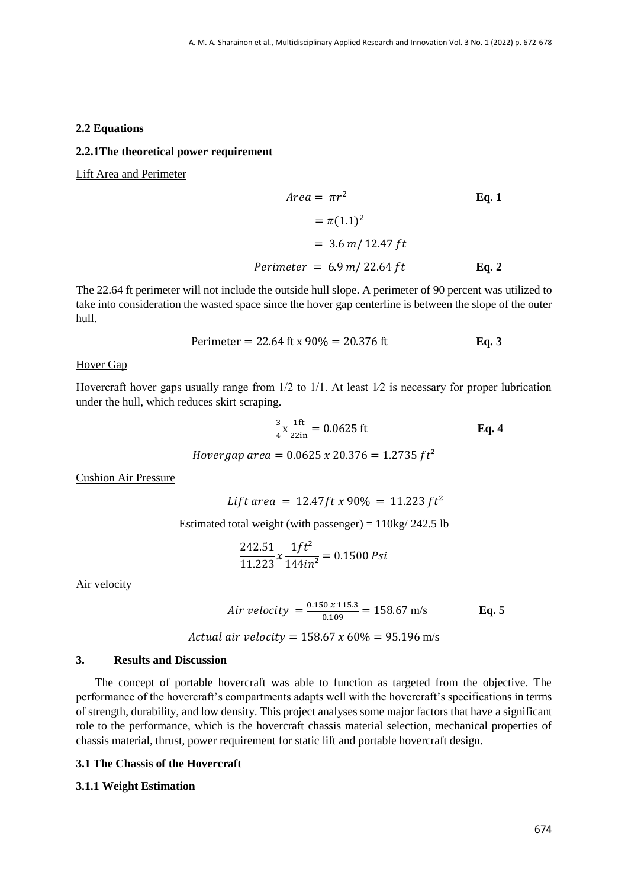### 2.2 Equations

#### 2.2.1 The theoretical power requirement

Lift Area and Perimeter

$$Area = \pi r^2 \qquad \textbf{Eq. 1}$$

$$= \pi(1.1)^2$$

$$= 3.6\ m / 12.47\ ft$$

$$Perimeter = 6.9\ m / 22.64\ ft \qquad \textbf{Eq. 2}$$

The 22.64 ft perimeter will not include the outside hull slope. A perimeter of 90 percent was utilized to take into consideration the wasted space since the hover gap centerline is between the slope of the outer hull.

$$\text{Perimeter} = 22.64\ \text{ft} \times 90\% = 20.376\ \text{ft} \qquad \textbf{Eq. 3}$$

Hover Gap

Hovercraft hover gaps usually range from 1/2 to 1/1. At least 1⁄2 is necessary for proper lubrication under the hull, which reduces skirt scraping.

$$\frac{3}{4} \text{x} \frac{1\text{ft}}{22\text{in}} = 0.0625\ \text{ft} \qquad \textbf{Eq. 4}$$

$$Hovergap\ area = 0.0625\ x\ 20.376 = 1.2735\ ft^2$$

Cushion Air Pressure

$$Lift\ area = 12.47 ft\ x\ 90\% = 11.223\ ft^2$$

Estimated total weight (with passenger) = 110kg/ 242.5 lb

$$\frac{242.51}{11.223} x \frac{1 ft^2}{144 in^2} = 0.1500\ Psi$$

Air velocity

$$Air\ velocity = \frac{0.150\ x\ 115.3}{0.109} = 158.67\ \text{m/s} \qquad \textbf{Eq. 5}$$

$$Actual\ air\ velocity = 158.67\ x\ 60\% = 95.196\ \text{m/s}$$

## 3. Results and Discussion

The concept of portable hovercraft was able to function as targeted from the objective. The performance of the hovercraft's compartments adapts well with the hovercraft's specifications in terms of strength, durability, and low density. This project analyses some major factors that have a significant role to the performance, which is the hovercraft chassis material selection, mechanical properties of chassis material, thrust, power requirement for static lift and portable hovercraft design.

### 3.1 The Chassis of the Hovercraft

#### 3.1.1 Weight Estimation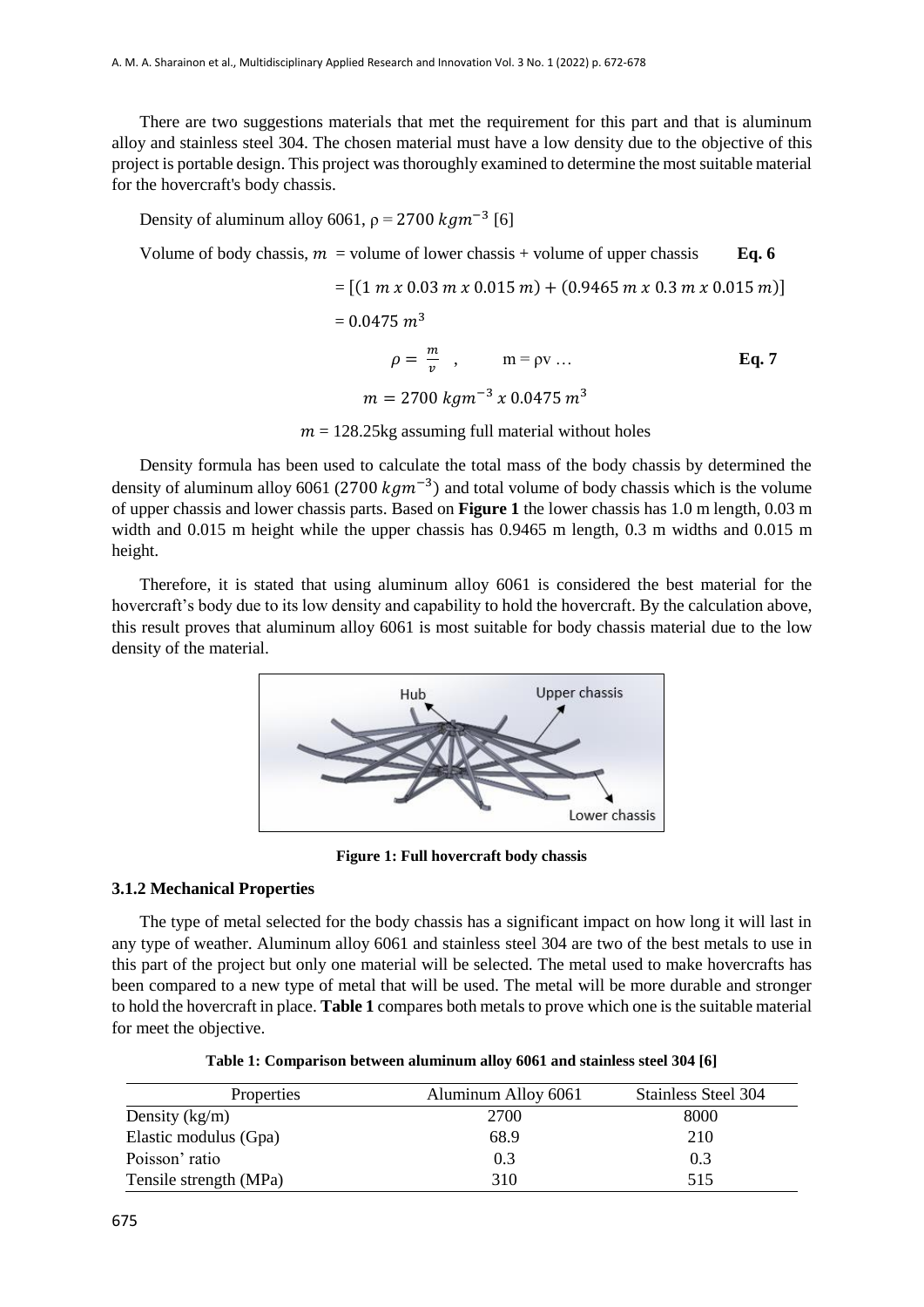There are two suggestions materials that met the requirement for this part and that is aluminum alloy and stainless steel 304. The chosen material must have a low density due to the objective of this project is portable design. This project was thoroughly examined to determine the most suitable material for the hovercraft's body chassis.

Density of aluminum alloy 6061, $\rho = 2700\ kgm^{-3}$ [6]

Volume of body chassis, $m$ = volume of lower chassis + volume of upper chassis **Eq. 6**

$$= [(1\ m\ x\ 0.03\ m\ x\ 0.015\ m) + (0.9465\ m\ x\ 0.3\ m\ x\ 0.015\ m)]$$

$$= 0.0475\ m^3$$

$$\rho = \frac{m}{v}\ , \qquad m = \rho v \ldots \qquad \textbf{Eq. 7}$$

$$m = 2700\ kgm^{-3}\ x\ 0.0475\ m^3$$

$m$ = 128.25kg assuming full material without holes

Density formula has been used to calculate the total mass of the body chassis by determined the density of aluminum alloy 6061 ($2700\ kgm^{-3}$) and total volume of body chassis which is the volume of upper chassis and lower chassis parts. Based on **Figure 1** the lower chassis has 1.0 m length, 0.03 m width and 0.015 m height while the upper chassis has 0.9465 m length, 0.3 m widths and 0.015 m height.

Therefore, it is stated that using aluminum alloy 6061 is considered the best material for the hovercraft's body due to its low density and capability to hold the hovercraft. By the calculation above, this result proves that aluminum alloy 6061 is most suitable for body chassis material due to the low density of the material.

**Figure 1: Full hovercraft body chassis**

### 3.1.2 Mechanical Properties

The type of metal selected for the body chassis has a significant impact on how long it will last in any type of weather. Aluminum alloy 6061 and stainless steel 304 are two of the best metals to use in this part of the project but only one material will be selected. The metal used to make hovercrafts has been compared to a new type of metal that will be used. The metal will be more durable and stronger to hold the hovercraft in place. **Table 1** compares both metals to prove which one is the suitable material for meet the objective.

**Table 1: Comparison between aluminum alloy 6061 and stainless steel 304 [6]**

| Properties | Aluminum Alloy 6061 | Stainless Steel 304 |
| --- | --- | --- |
| Density (kg/m) | 2700 | 8000 |
| Elastic modulus (Gpa) | 68.9 | 210 |
| Poisson' ratio | 0.3 | 0.3 |
| Tensile strength (MPa) | 310 | 515 |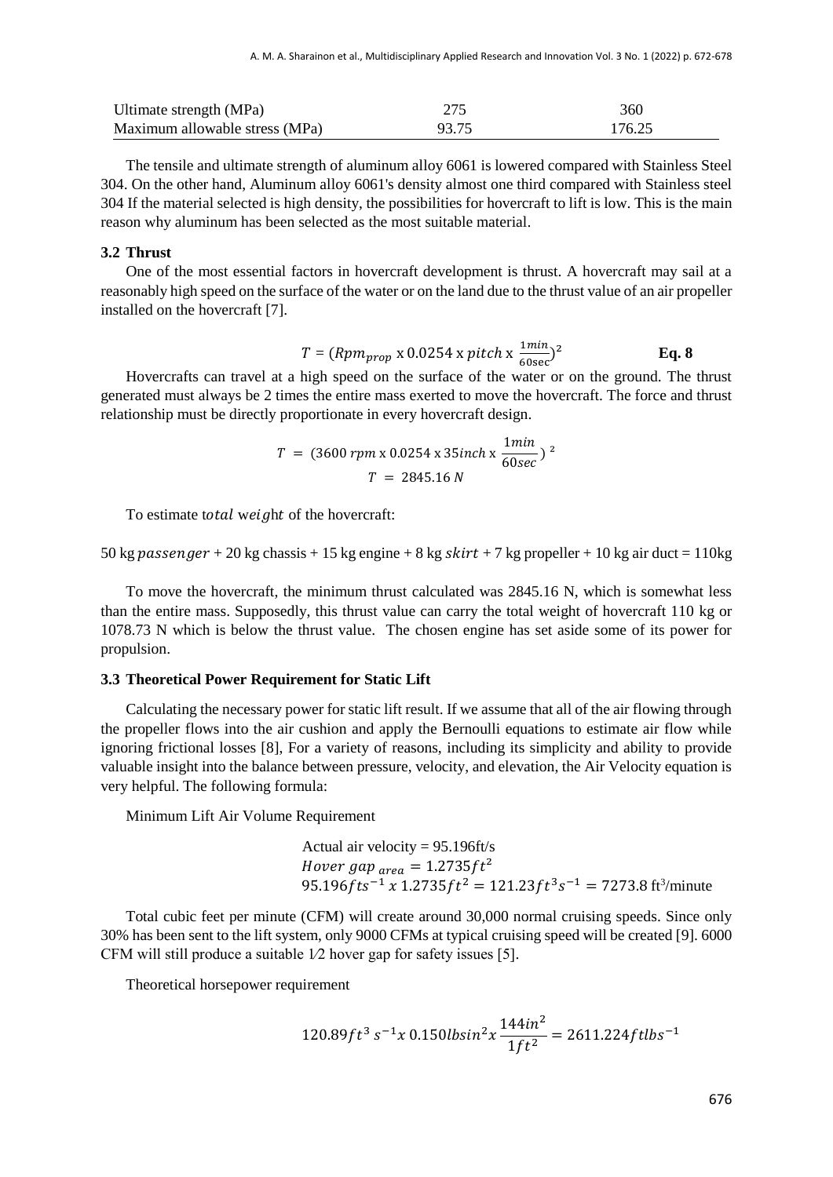| Ultimate strength (MPa) | 275 | 360 |
| --- | --- | --- |
| Maximum allowable stress (MPa) | 93.75 | 176.25 |

The tensile and ultimate strength of aluminum alloy 6061 is lowered compared with Stainless Steel 304. On the other hand, Aluminum alloy 6061's density almost one third compared with Stainless steel 304 If the material selected is high density, the possibilities for hovercraft to lift is low. This is the main reason why aluminum has been selected as the most suitable material.

### 3.2 Thrust

One of the most essential factors in hovercraft development is thrust. A hovercraft may sail at a reasonably high speed on the surface of the water or on the land due to the thrust value of an air propeller installed on the hovercraft [7].

$$T = (Rpm_{prop} \text{ x } 0.0254 \text{ x } pitch \text{ x } \frac{1min}{60\text{sec}})^2 \quad \textbf{Eq. 8}$$

Hovercrafts can travel at a high speed on the surface of the water or on the ground. The thrust generated must always be 2 times the entire mass exerted to move the hovercraft. The force and thrust relationship must be directly proportionate in every hovercraft design.

$$T = (3600 \; rpm \text{ x } 0.0254 \text{ x } 35inch \text{ x } \frac{1min}{60sec})^2$$
$$T = 2845.16 \; N$$

To estimate t$otal$ w$eigh$t of the hovercraft:

50 kg $passenger$ + 20 kg chassis + 15 kg engine + 8 kg $skirt$ + 7 kg propeller + 10 kg air duct = 110kg

To move the hovercraft, the minimum thrust calculated was 2845.16 N, which is somewhat less than the entire mass. Supposedly, this thrust value can carry the total weight of hovercraft 110 kg or 1078.73 N which is below the thrust value. The chosen engine has set aside some of its power for propulsion.

### 3.3 Theoretical Power Requirement for Static Lift

Calculating the necessary power for static lift result. If we assume that all of the air flowing through the propeller flows into the air cushion and apply the Bernoulli equations to estimate air flow while ignoring frictional losses [8], For a variety of reasons, including its simplicity and ability to provide valuable insight into the balance between pressure, velocity, and elevation, the Air Velocity equation is very helpful. The following formula:

Minimum Lift Air Volume Requirement

Actual air velocity = 95.196ft/s

$Hover\ gap_{\ area} = 1.2735ft^2$

$95.196fts^{-1}\ x\ 1.2735ft^2 = 121.23ft^3s^{-1} = 7273.8$ ft$^3$/minute

Total cubic feet per minute (CFM) will create around 30,000 normal cruising speeds. Since only 30% has been sent to the lift system, only 9000 CFMs at typical cruising speed will be created [9]. 6000 CFM will still produce a suitable 1⁄2 hover gap for safety issues [5].

Theoretical horsepower requirement

$$120.89ft^3\ s^{-1} x\ 0.150lbsin^2 x \frac{144in^2}{1ft^2} = 2611.224ftlbs^{-1}$$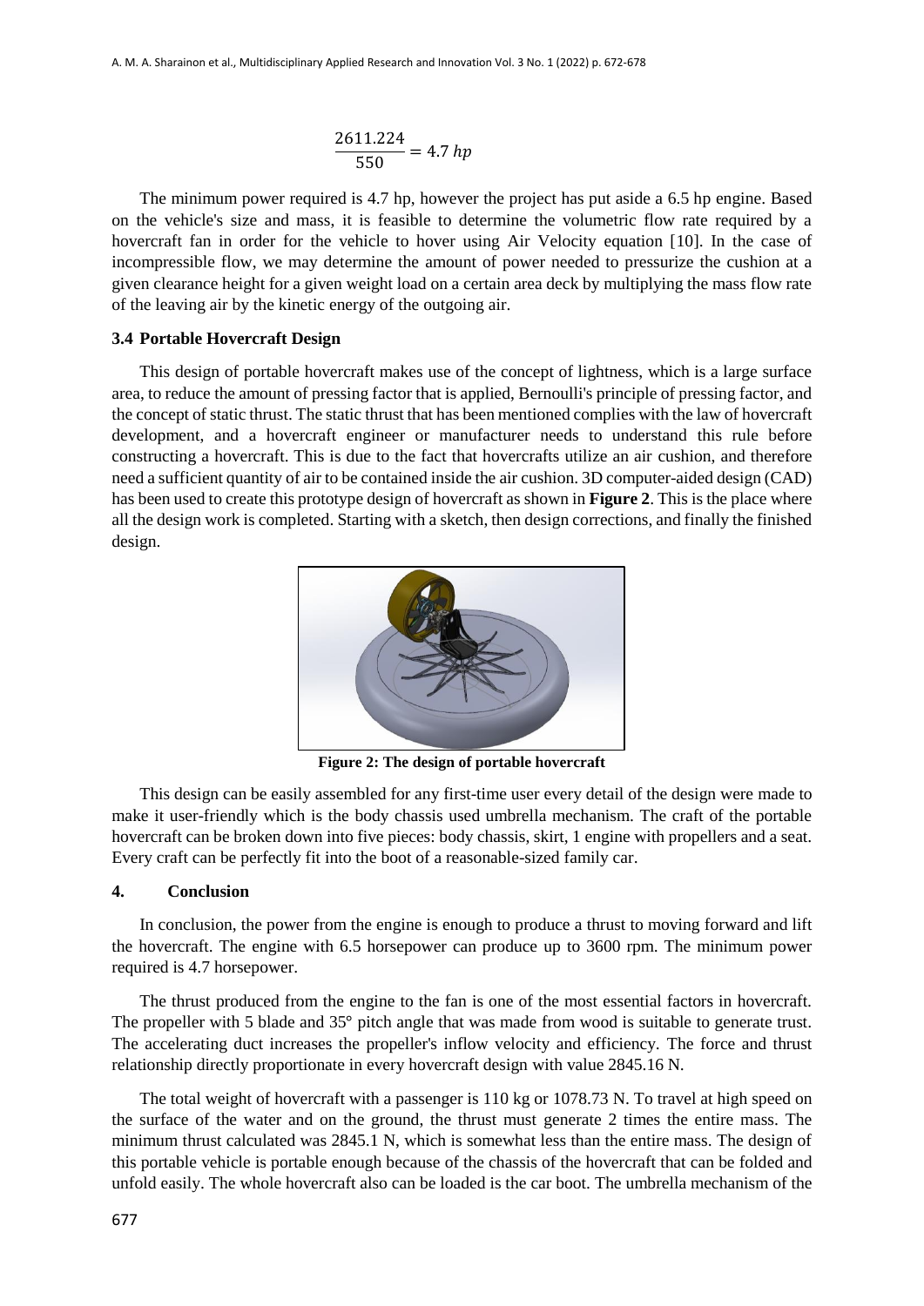$$\frac{2611.224}{550} = 4.7\ hp$$

The minimum power required is 4.7 hp, however the project has put aside a 6.5 hp engine. Based on the vehicle's size and mass, it is feasible to determine the volumetric flow rate required by a hovercraft fan in order for the vehicle to hover using Air Velocity equation [10]. In the case of incompressible flow, we may determine the amount of power needed to pressurize the cushion at a given clearance height for a given weight load on a certain area deck by multiplying the mass flow rate of the leaving air by the kinetic energy of the outgoing air.

### 3.4 Portable Hovercraft Design

This design of portable hovercraft makes use of the concept of lightness, which is a large surface area, to reduce the amount of pressing factor that is applied, Bernoulli's principle of pressing factor, and the concept of static thrust. The static thrust that has been mentioned complies with the law of hovercraft development, and a hovercraft engineer or manufacturer needs to understand this rule before constructing a hovercraft. This is due to the fact that hovercrafts utilize an air cushion, and therefore need a sufficient quantity of air to be contained inside the air cushion. 3D computer-aided design (CAD) has been used to create this prototype design of hovercraft as shown in **Figure 2**. This is the place where all the design work is completed. Starting with a sketch, then design corrections, and finally the finished design.

**Figure 2: The design of portable hovercraft**

This design can be easily assembled for any first-time user every detail of the design were made to make it user-friendly which is the body chassis used umbrella mechanism. The craft of the portable hovercraft can be broken down into five pieces: body chassis, skirt, 1 engine with propellers and a seat. Every craft can be perfectly fit into the boot of a reasonable-sized family car.

## 4. Conclusion

In conclusion, the power from the engine is enough to produce a thrust to moving forward and lift the hovercraft. The engine with 6.5 horsepower can produce up to 3600 rpm. The minimum power required is 4.7 horsepower.

The thrust produced from the engine to the fan is one of the most essential factors in hovercraft. The propeller with 5 blade and 35° pitch angle that was made from wood is suitable to generate trust. The accelerating duct increases the propeller's inflow velocity and efficiency. The force and thrust relationship directly proportionate in every hovercraft design with value 2845.16 N.

The total weight of hovercraft with a passenger is 110 kg or 1078.73 N. To travel at high speed on the surface of the water and on the ground, the thrust must generate 2 times the entire mass. The minimum thrust calculated was 2845.1 N, which is somewhat less than the entire mass. The design of this portable vehicle is portable enough because of the chassis of the hovercraft that can be folded and unfold easily. The whole hovercraft also can be loaded is the car boot. The umbrella mechanism of the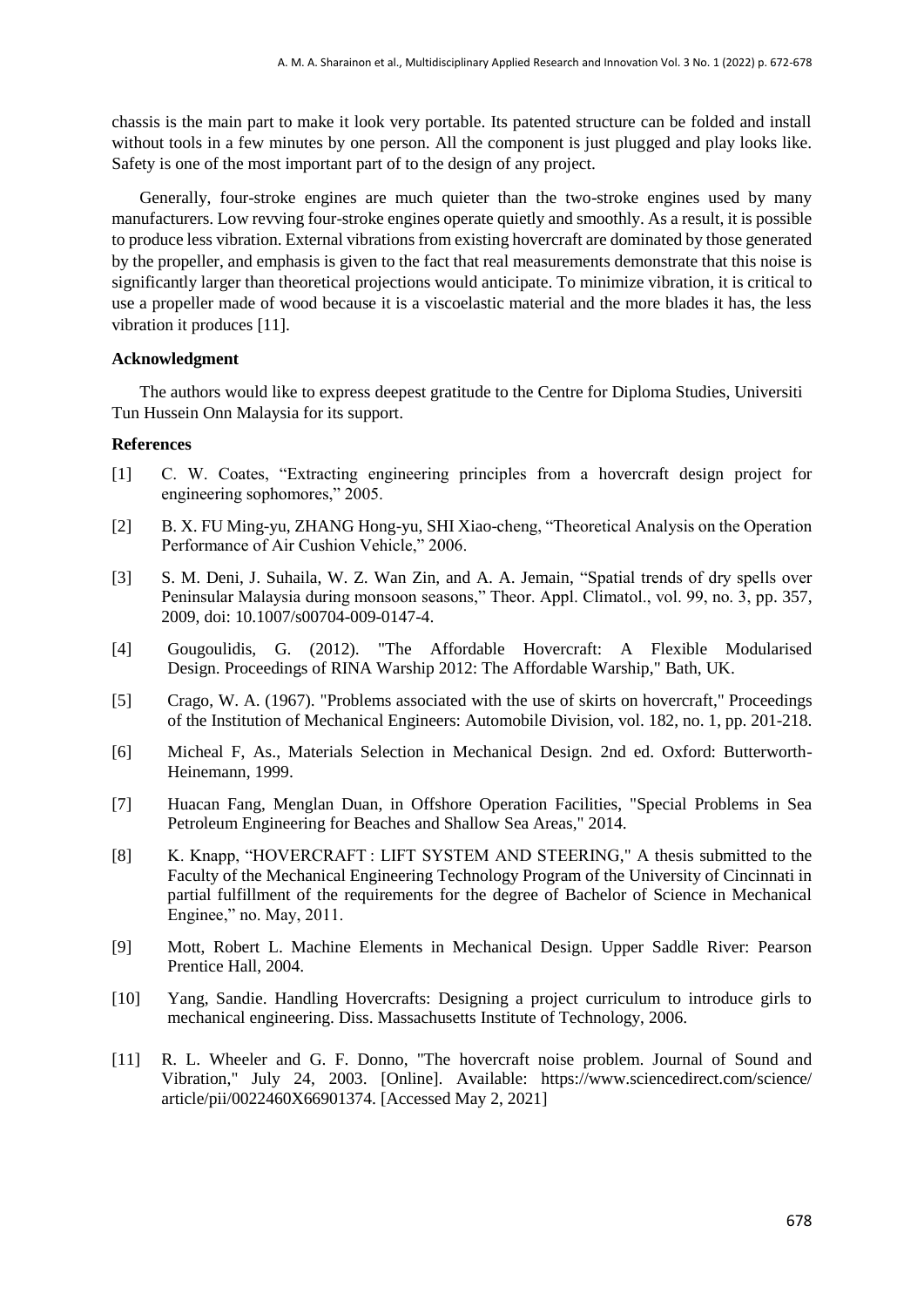chassis is the main part to make it look very portable. Its patented structure can be folded and install without tools in a few minutes by one person. All the component is just plugged and play looks like. Safety is one of the most important part of to the design of any project.

Generally, four-stroke engines are much quieter than the two-stroke engines used by many manufacturers. Low revving four-stroke engines operate quietly and smoothly. As a result, it is possible to produce less vibration. External vibrations from existing hovercraft are dominated by those generated by the propeller, and emphasis is given to the fact that real measurements demonstrate that this noise is significantly larger than theoretical projections would anticipate. To minimize vibration, it is critical to use a propeller made of wood because it is a viscoelastic material and the more blades it has, the less vibration it produces [11].

### Acknowledgment

The authors would like to express deepest gratitude to the Centre for Diploma Studies, Universiti Tun Hussein Onn Malaysia for its support.

### References

[1] C. W. Coates, "Extracting engineering principles from a hovercraft design project for engineering sophomores," 2005.

[2] B. X. FU Ming-yu, ZHANG Hong-yu, SHI Xiao-cheng, "Theoretical Analysis on the Operation Performance of Air Cushion Vehicle," 2006.

[3] S. M. Deni, J. Suhaila, W. Z. Wan Zin, and A. A. Jemain, "Spatial trends of dry spells over Peninsular Malaysia during monsoon seasons," Theor. Appl. Climatol., vol. 99, no. 3, pp. 357, 2009, doi: 10.1007/s00704-009-0147-4.

[4] Gougoulidis, G. (2012). "The Affordable Hovercraft: A Flexible Modularised Design. Proceedings of RINA Warship 2012: The Affordable Warship," Bath, UK.

[5] Crago, W. A. (1967). "Problems associated with the use of skirts on hovercraft," Proceedings of the Institution of Mechanical Engineers: Automobile Division, vol. 182, no. 1, pp. 201-218.

[6] Micheal F, As., Materials Selection in Mechanical Design. 2nd ed. Oxford: Butterworth-Heinemann, 1999.

[7] Huacan Fang, Menglan Duan, in Offshore Operation Facilities, "Special Problems in Sea Petroleum Engineering for Beaches and Shallow Sea Areas," 2014.

[8] K. Knapp, "HOVERCRAFT : LIFT SYSTEM AND STEERING," A thesis submitted to the Faculty of the Mechanical Engineering Technology Program of the University of Cincinnati in partial fulfillment of the requirements for the degree of Bachelor of Science in Mechanical Enginee," no. May, 2011.

[9] Mott, Robert L. Machine Elements in Mechanical Design. Upper Saddle River: Pearson Prentice Hall, 2004.

[10] Yang, Sandie. Handling Hovercrafts: Designing a project curriculum to introduce girls to mechanical engineering. Diss. Massachusetts Institute of Technology, 2006.

[11] R. L. Wheeler and G. F. Donno, "The hovercraft noise problem. Journal of Sound and Vibration," July 24, 2003. [Online]. Available: https://www.sciencedirect.com/science/article/pii/0022460X66901374. [Accessed May 2, 2021]